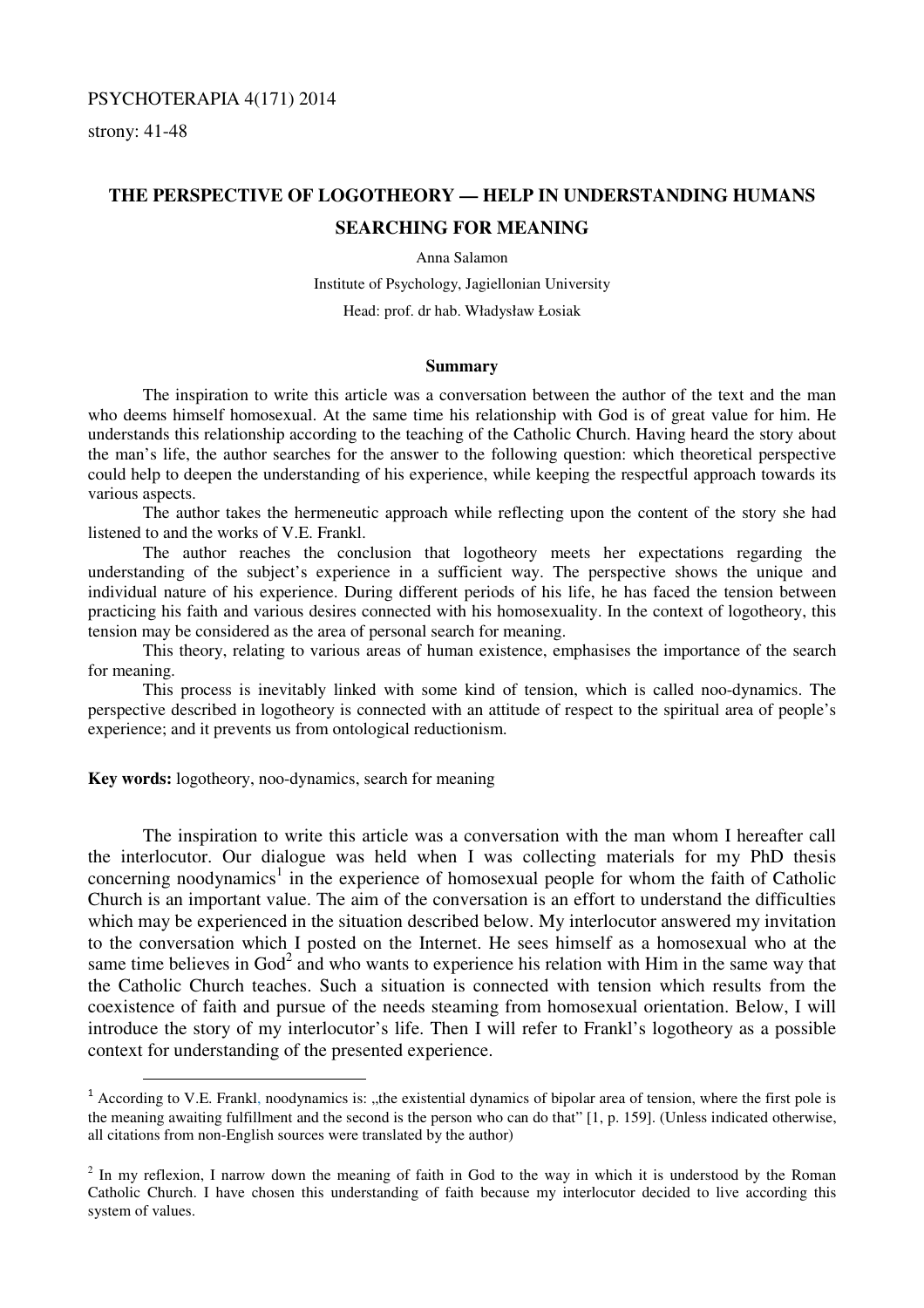# THE PERSPECTIVE OF LOGOTHEORY — HELP IN UNDERSTANDING HUMANS SEARCHING FOR MEANING

Anna Salamon

Institute of Psychology, Jagiellonian University

Head: prof. dr hab. Władysław Łosiak

## Summary

The inspiration to write this article was a conversation between the author of the text and the man who deems himself homosexual. At the same time his relationship with God is of great value for him. He understands this relationship according to the teaching of the Catholic Church. Having heard the story about the man's life, the author searches for the answer to the following question: which theoretical perspective could help to deepen the understanding of his experience, while keeping the respectful approach towards its various aspects.

The author takes the hermeneutic approach while reflecting upon the content of the story she had listened to and the works of V.E. Frankl.

The author reaches the conclusion that logotheory meets her expectations regarding the understanding of the subject's experience in a sufficient way. The perspective shows the unique and individual nature of his experience. During different periods of his life, he has faced the tension between practicing his faith and various desires connected with his homosexuality. In the context of logotheory, this tension may be considered as the area of personal search for meaning.

This theory, relating to various areas of human existence, emphasises the importance of the search for meaning.

This process is inevitably linked with some kind of tension, which is called noo-dynamics. The perspective described in logotheory is connected with an attitude of respect to the spiritual area of people's experience; and it prevents us from ontological reductionism.

**Key words:** logotheory, noo-dynamics, search for meaning

The inspiration to write this article was a conversation with the man whom I hereafter call the interlocutor. Our dialogue was held when I was collecting materials for my PhD thesis concerning noodynamics[1] in the experience of homosexual people for whom the faith of Catholic Church is an important value. The aim of the conversation is an effort to understand the difficulties which may be experienced in the situation described below. My interlocutor answered my invitation to the conversation which I posted on the Internet. He sees himself as a homosexual who at the same time believes in God[2] and who wants to experience his relation with Him in the same way that the Catholic Church teaches. Such a situation is connected with tension which results from the coexistence of faith and pursue of the needs steaming from homosexual orientation. Below, I will introduce the story of my interlocutor's life. Then I will refer to Frankl's logotheory as a possible context for understanding of the presented experience.

---

[1] According to V.E. Frankl, noodynamics is: „the existential dynamics of bipolar area of tension, where the first pole is the meaning awaiting fulfillment and the second is the person who can do that" [1, p. 159]. (Unless indicated otherwise, all citations from non-English sources were translated by the author)

[2] In my reflexion, I narrow down the meaning of faith in God to the way in which it is understood by the Roman Catholic Church. I have chosen this understanding of faith because my interlocutor decided to live according this system of values.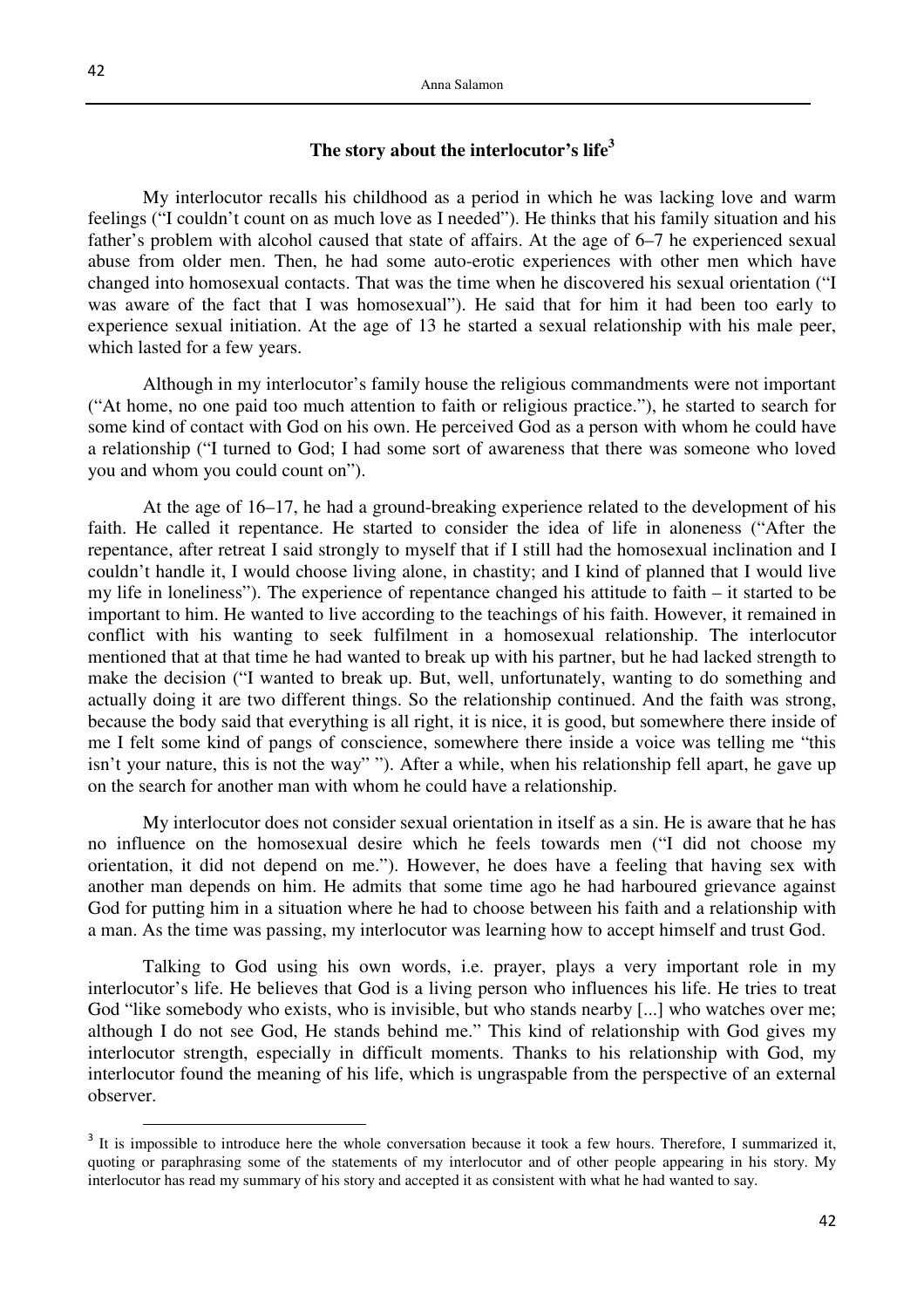## The story about the interlocutor's life[3]

My interlocutor recalls his childhood as a period in which he was lacking love and warm feelings ("I couldn't count on as much love as I needed"). He thinks that his family situation and his father's problem with alcohol caused that state of affairs. At the age of 6–7 he experienced sexual abuse from older men. Then, he had some auto-erotic experiences with other men which have changed into homosexual contacts. That was the time when he discovered his sexual orientation ("I was aware of the fact that I was homosexual"). He said that for him it had been too early to experience sexual initiation. At the age of 13 he started a sexual relationship with his male peer, which lasted for a few years.

Although in my interlocutor's family house the religious commandments were not important ("At home, no one paid too much attention to faith or religious practice."), he started to search for some kind of contact with God on his own. He perceived God as a person with whom he could have a relationship ("I turned to God; I had some sort of awareness that there was someone who loved you and whom you could count on").

At the age of 16–17, he had a ground-breaking experience related to the development of his faith. He called it repentance. He started to consider the idea of life in aloneness ("After the repentance, after retreat I said strongly to myself that if I still had the homosexual inclination and I couldn't handle it, I would choose living alone, in chastity; and I kind of planned that I would live my life in loneliness"). The experience of repentance changed his attitude to faith – it started to be important to him. He wanted to live according to the teachings of his faith. However, it remained in conflict with his wanting to seek fulfilment in a homosexual relationship. The interlocutor mentioned that at that time he had wanted to break up with his partner, but he had lacked strength to make the decision ("I wanted to break up. But, well, unfortunately, wanting to do something and actually doing it are two different things. So the relationship continued. And the faith was strong, because the body said that everything is all right, it is nice, it is good, but somewhere there inside of me I felt some kind of pangs of conscience, somewhere there inside a voice was telling me "this isn't your nature, this is not the way" "). After a while, when his relationship fell apart, he gave up on the search for another man with whom he could have a relationship.

My interlocutor does not consider sexual orientation in itself as a sin. He is aware that he has no influence on the homosexual desire which he feels towards men ("I did not choose my orientation, it did not depend on me."). However, he does have a feeling that having sex with another man depends on him. He admits that some time ago he had harboured grievance against God for putting him in a situation where he had to choose between his faith and a relationship with a man. As the time was passing, my interlocutor was learning how to accept himself and trust God.

Talking to God using his own words, i.e. prayer, plays a very important role in my interlocutor's life. He believes that God is a living person who influences his life. He tries to treat God "like somebody who exists, who is invisible, but who stands nearby [...] who watches over me; although I do not see God, He stands behind me." This kind of relationship with God gives my interlocutor strength, especially in difficult moments. Thanks to his relationship with God, my interlocutor found the meaning of his life, which is ungraspable from the perspective of an external observer.

---

[3] It is impossible to introduce here the whole conversation because it took a few hours. Therefore, I summarized it, quoting or paraphrasing some of the statements of my interlocutor and of other people appearing in his story. My interlocutor has read my summary of his story and accepted it as consistent with what he had wanted to say.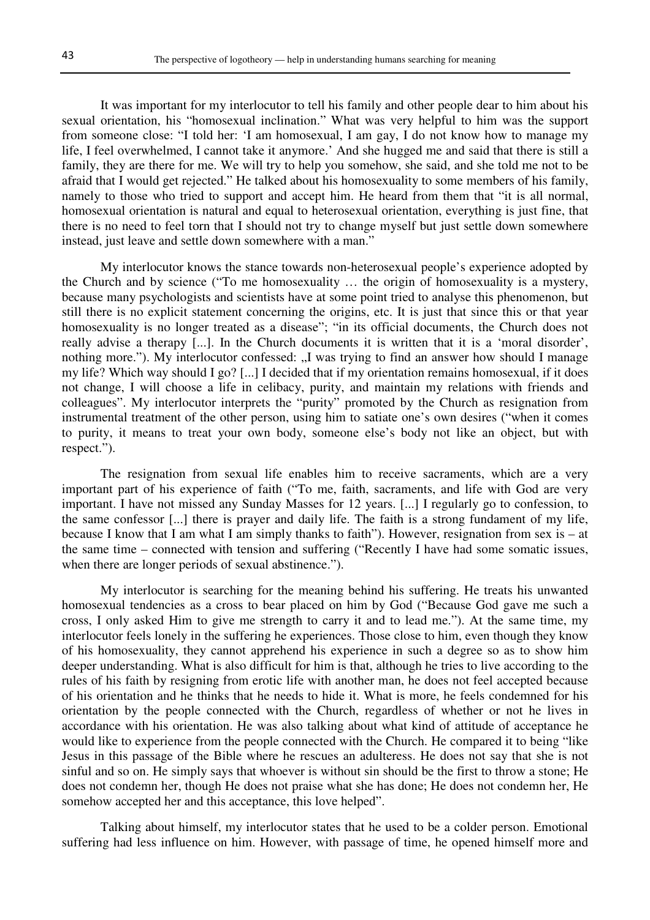It was important for my interlocutor to tell his family and other people dear to him about his sexual orientation, his "homosexual inclination." What was very helpful to him was the support from someone close: "I told her: 'I am homosexual, I am gay, I do not know how to manage my life, I feel overwhelmed, I cannot take it anymore.' And she hugged me and said that there is still a family, they are there for me. We will try to help you somehow, she said, and she told me not to be afraid that I would get rejected." He talked about his homosexuality to some members of his family, namely to those who tried to support and accept him. He heard from them that "it is all normal, homosexual orientation is natural and equal to heterosexual orientation, everything is just fine, that there is no need to feel torn that I should not try to change myself but just settle down somewhere instead, just leave and settle down somewhere with a man."

My interlocutor knows the stance towards non-heterosexual people's experience adopted by the Church and by science ("To me homosexuality … the origin of homosexuality is a mystery, because many psychologists and scientists have at some point tried to analyse this phenomenon, but still there is no explicit statement concerning the origins, etc. It is just that since this or that year homosexuality is no longer treated as a disease"; "in its official documents, the Church does not really advise a therapy [...]. In the Church documents it is written that it is a 'moral disorder', nothing more."). My interlocutor confessed: „I was trying to find an answer how should I manage my life? Which way should I go? [...] I decided that if my orientation remains homosexual, if it does not change, I will choose a life in celibacy, purity, and maintain my relations with friends and colleagues". My interlocutor interprets the "purity" promoted by the Church as resignation from instrumental treatment of the other person, using him to satiate one's own desires ("when it comes to purity, it means to treat your own body, someone else's body not like an object, but with respect.").

The resignation from sexual life enables him to receive sacraments, which are a very important part of his experience of faith ("To me, faith, sacraments, and life with God are very important. I have not missed any Sunday Masses for 12 years. [...] I regularly go to confession, to the same confessor [...] there is prayer and daily life. The faith is a strong fundament of my life, because I know that I am what I am simply thanks to faith"). However, resignation from sex is – at the same time – connected with tension and suffering ("Recently I have had some somatic issues, when there are longer periods of sexual abstinence.").

My interlocutor is searching for the meaning behind his suffering. He treats his unwanted homosexual tendencies as a cross to bear placed on him by God ("Because God gave me such a cross, I only asked Him to give me strength to carry it and to lead me."). At the same time, my interlocutor feels lonely in the suffering he experiences. Those close to him, even though they know of his homosexuality, they cannot apprehend his experience in such a degree so as to show him deeper understanding. What is also difficult for him is that, although he tries to live according to the rules of his faith by resigning from erotic life with another man, he does not feel accepted because of his orientation and he thinks that he needs to hide it. What is more, he feels condemned for his orientation by the people connected with the Church, regardless of whether or not he lives in accordance with his orientation. He was also talking about what kind of attitude of acceptance he would like to experience from the people connected with the Church. He compared it to being "like Jesus in this passage of the Bible where he rescues an adulteress. He does not say that she is not sinful and so on. He simply says that whoever is without sin should be the first to throw a stone; He does not condemn her, though He does not praise what she has done; He does not condemn her, He somehow accepted her and this acceptance, this love helped".

Talking about himself, my interlocutor states that he used to be a colder person. Emotional suffering had less influence on him. However, with passage of time, he opened himself more and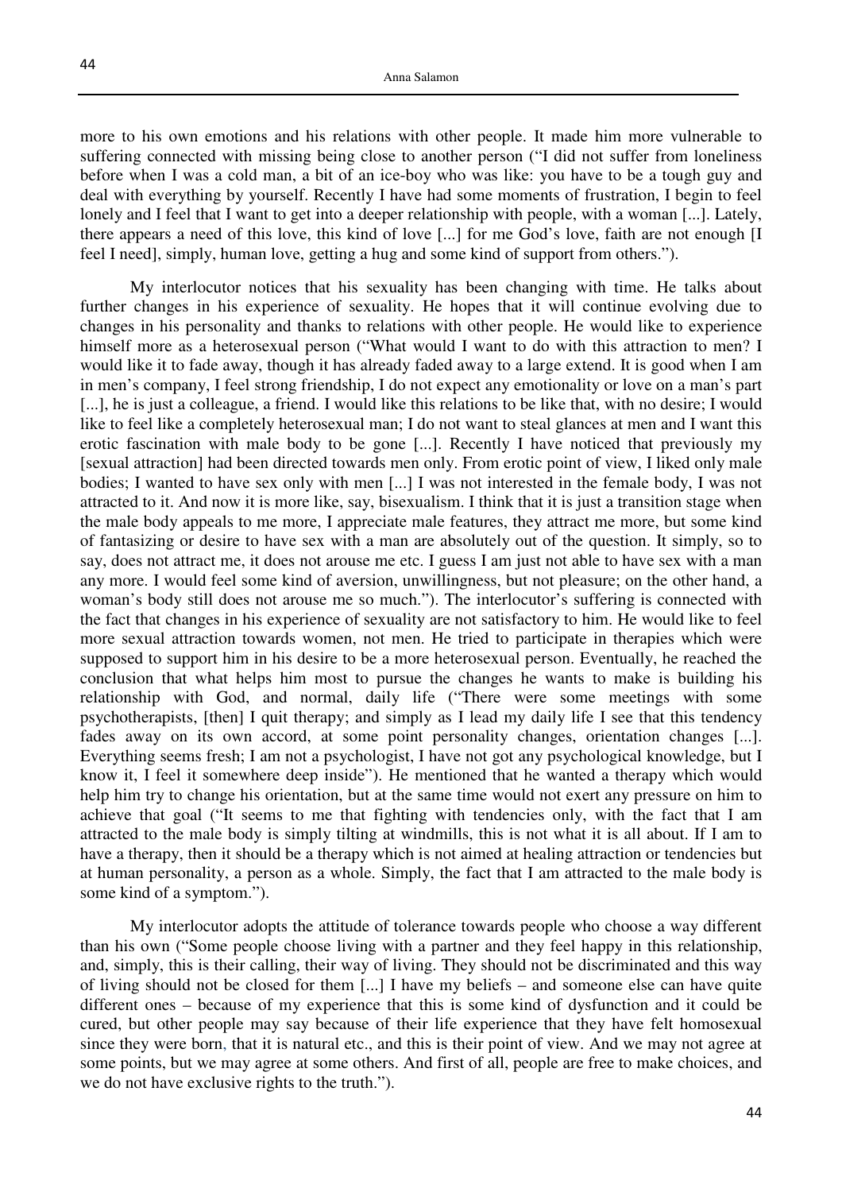more to his own emotions and his relations with other people. It made him more vulnerable to suffering connected with missing being close to another person ("I did not suffer from loneliness before when I was a cold man, a bit of an ice-boy who was like: you have to be a tough guy and deal with everything by yourself. Recently I have had some moments of frustration, I begin to feel lonely and I feel that I want to get into a deeper relationship with people, with a woman [...]. Lately, there appears a need of this love, this kind of love [...] for me God's love, faith are not enough [I feel I need], simply, human love, getting a hug and some kind of support from others.").

My interlocutor notices that his sexuality has been changing with time. He talks about further changes in his experience of sexuality. He hopes that it will continue evolving due to changes in his personality and thanks to relations with other people. He would like to experience himself more as a heterosexual person ("What would I want to do with this attraction to men? I would like it to fade away, though it has already faded away to a large extend. It is good when I am in men's company, I feel strong friendship, I do not expect any emotionality or love on a man's part [...], he is just a colleague, a friend. I would like this relations to be like that, with no desire; I would like to feel like a completely heterosexual man; I do not want to steal glances at men and I want this erotic fascination with male body to be gone [...]. Recently I have noticed that previously my [sexual attraction] had been directed towards men only. From erotic point of view, I liked only male bodies; I wanted to have sex only with men [...] I was not interested in the female body, I was not attracted to it. And now it is more like, say, bisexualism. I think that it is just a transition stage when the male body appeals to me more, I appreciate male features, they attract me more, but some kind of fantasizing or desire to have sex with a man are absolutely out of the question. It simply, so to say, does not attract me, it does not arouse me etc. I guess I am just not able to have sex with a man any more. I would feel some kind of aversion, unwillingness, but not pleasure; on the other hand, a woman's body still does not arouse me so much."). The interlocutor's suffering is connected with the fact that changes in his experience of sexuality are not satisfactory to him. He would like to feel more sexual attraction towards women, not men. He tried to participate in therapies which were supposed to support him in his desire to be a more heterosexual person. Eventually, he reached the conclusion that what helps him most to pursue the changes he wants to make is building his relationship with God, and normal, daily life ("There were some meetings with some psychotherapists, [then] I quit therapy; and simply as I lead my daily life I see that this tendency fades away on its own accord, at some point personality changes, orientation changes [...]. Everything seems fresh; I am not a psychologist, I have not got any psychological knowledge, but I know it, I feel it somewhere deep inside"). He mentioned that he wanted a therapy which would help him try to change his orientation, but at the same time would not exert any pressure on him to achieve that goal ("It seems to me that fighting with tendencies only, with the fact that I am attracted to the male body is simply tilting at windmills, this is not what it is all about. If I am to have a therapy, then it should be a therapy which is not aimed at healing attraction or tendencies but at human personality, a person as a whole. Simply, the fact that I am attracted to the male body is some kind of a symptom.").

My interlocutor adopts the attitude of tolerance towards people who choose a way different than his own ("Some people choose living with a partner and they feel happy in this relationship, and, simply, this is their calling, their way of living. They should not be discriminated and this way of living should not be closed for them [...] I have my beliefs – and someone else can have quite different ones – because of my experience that this is some kind of dysfunction and it could be cured, but other people may say because of their life experience that they have felt homosexual since they were born, that it is natural etc., and this is their point of view. And we may not agree at some points, but we may agree at some others. And first of all, people are free to make choices, and we do not have exclusive rights to the truth.").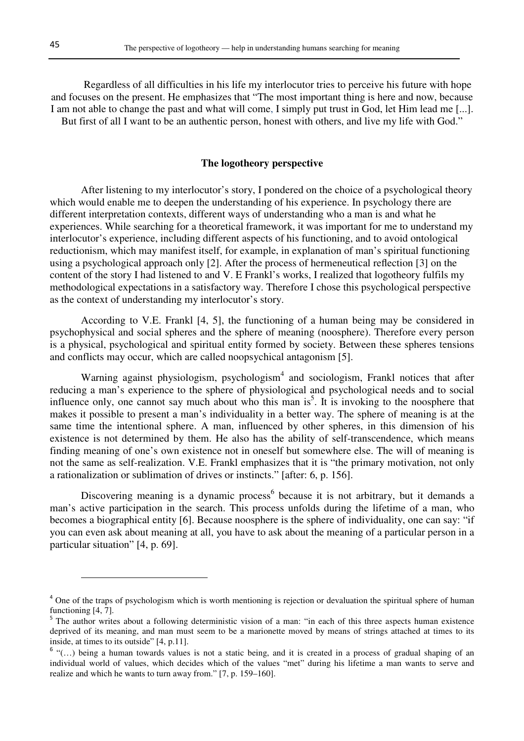Regardless of all difficulties in his life my interlocutor tries to perceive his future with hope and focuses on the present. He emphasizes that "The most important thing is here and now, because I am not able to change the past and what will come, I simply put trust in God, let Him lead me [...]. But first of all I want to be an authentic person, honest with others, and live my life with God."

## The logotheory perspective

After listening to my interlocutor's story, I pondered on the choice of a psychological theory which would enable me to deepen the understanding of his experience. In psychology there are different interpretation contexts, different ways of understanding who a man is and what he experiences. While searching for a theoretical framework, it was important for me to understand my interlocutor's experience, including different aspects of his functioning, and to avoid ontological reductionism, which may manifest itself, for example, in explanation of man's spiritual functioning using a psychological approach only [2]. After the process of hermeneutical reflection [3] on the content of the story I had listened to and V. E Frankl's works, I realized that logotheory fulfils my methodological expectations in a satisfactory way. Therefore I chose this psychological perspective as the context of understanding my interlocutor's story.

According to V.E. Frankl [4, 5], the functioning of a human being may be considered in psychophysical and social spheres and the sphere of meaning (noosphere). Therefore every person is a physical, psychological and spiritual entity formed by society. Between these spheres tensions and conflicts may occur, which are called noopsychical antagonism [5].

Warning against physiologism, psychologism[4] and sociologism, Frankl notices that after reducing a man's experience to the sphere of physiological and psychological needs and to social influence only, one cannot say much about who this man is[5]. It is invoking to the noosphere that makes it possible to present a man's individuality in a better way. The sphere of meaning is at the same time the intentional sphere. A man, influenced by other spheres, in this dimension of his existence is not determined by them. He also has the ability of self-transcendence, which means finding meaning of one's own existence not in oneself but somewhere else. The will of meaning is not the same as self-realization. V.E. Frankl emphasizes that it is "the primary motivation, not only a rationalization or sublimation of drives or instincts." [after: 6, p. 156].

Discovering meaning is a dynamic process[6] because it is not arbitrary, but it demands a man's active participation in the search. This process unfolds during the lifetime of a man, who becomes a biographical entity [6]. Because noosphere is the sphere of individuality, one can say: "if you can even ask about meaning at all, you have to ask about the meaning of a particular person in a particular situation" [4, p. 69].

---

[4] One of the traps of psychologism which is worth mentioning is rejection or devaluation the spiritual sphere of human functioning [4, 7].

[5] The author writes about a following deterministic vision of a man: "in each of this three aspects human existence deprived of its meaning, and man must seem to be a marionette moved by means of strings attached at times to its inside, at times to its outside" [4, p.11].

[6] "(…) being a human towards values is not a static being, and it is created in a process of gradual shaping of an individual world of values, which decides which of the values "met" during his lifetime a man wants to serve and realize and which he wants to turn away from." [7, p. 159–160].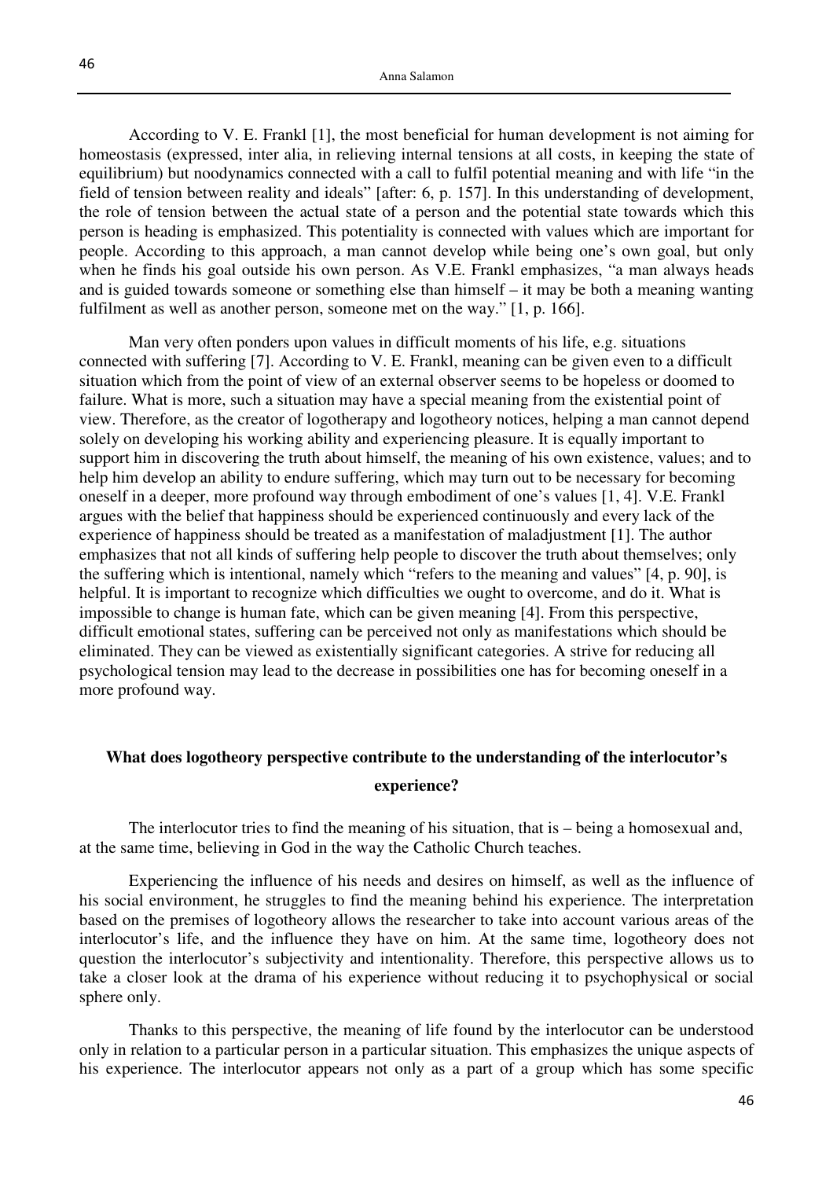According to V. E. Frankl [1], the most beneficial for human development is not aiming for homeostasis (expressed, inter alia, in relieving internal tensions at all costs, in keeping the state of equilibrium) but noodynamics connected with a call to fulfil potential meaning and with life "in the field of tension between reality and ideals" [after: 6, p. 157]. In this understanding of development, the role of tension between the actual state of a person and the potential state towards which this person is heading is emphasized. This potentiality is connected with values which are important for people. According to this approach, a man cannot develop while being one's own goal, but only when he finds his goal outside his own person. As V.E. Frankl emphasizes, "a man always heads and is guided towards someone or something else than himself – it may be both a meaning wanting fulfilment as well as another person, someone met on the way." [1, p. 166].

Man very often ponders upon values in difficult moments of his life, e.g. situations connected with suffering [7]. According to V. E. Frankl, meaning can be given even to a difficult situation which from the point of view of an external observer seems to be hopeless or doomed to failure. What is more, such a situation may have a special meaning from the existential point of view. Therefore, as the creator of logotherapy and logotheory notices, helping a man cannot depend solely on developing his working ability and experiencing pleasure. It is equally important to support him in discovering the truth about himself, the meaning of his own existence, values; and to help him develop an ability to endure suffering, which may turn out to be necessary for becoming oneself in a deeper, more profound way through embodiment of one's values [1, 4]. V.E. Frankl argues with the belief that happiness should be experienced continuously and every lack of the experience of happiness should be treated as a manifestation of maladjustment [1]. The author emphasizes that not all kinds of suffering help people to discover the truth about themselves; only the suffering which is intentional, namely which "refers to the meaning and values" [4, p. 90], is helpful. It is important to recognize which difficulties we ought to overcome, and do it. What is impossible to change is human fate, which can be given meaning [4]. From this perspective, difficult emotional states, suffering can be perceived not only as manifestations which should be eliminated. They can be viewed as existentially significant categories. A strive for reducing all psychological tension may lead to the decrease in possibilities one has for becoming oneself in a more profound way.

## What does logotheory perspective contribute to the understanding of the interlocutor's experience?

The interlocutor tries to find the meaning of his situation, that is – being a homosexual and, at the same time, believing in God in the way the Catholic Church teaches.

Experiencing the influence of his needs and desires on himself, as well as the influence of his social environment, he struggles to find the meaning behind his experience. The interpretation based on the premises of logotheory allows the researcher to take into account various areas of the interlocutor's life, and the influence they have on him. At the same time, logotheory does not question the interlocutor's subjectivity and intentionality. Therefore, this perspective allows us to take a closer look at the drama of his experience without reducing it to psychophysical or social sphere only.

Thanks to this perspective, the meaning of life found by the interlocutor can be understood only in relation to a particular person in a particular situation. This emphasizes the unique aspects of his experience. The interlocutor appears not only as a part of a group which has some specific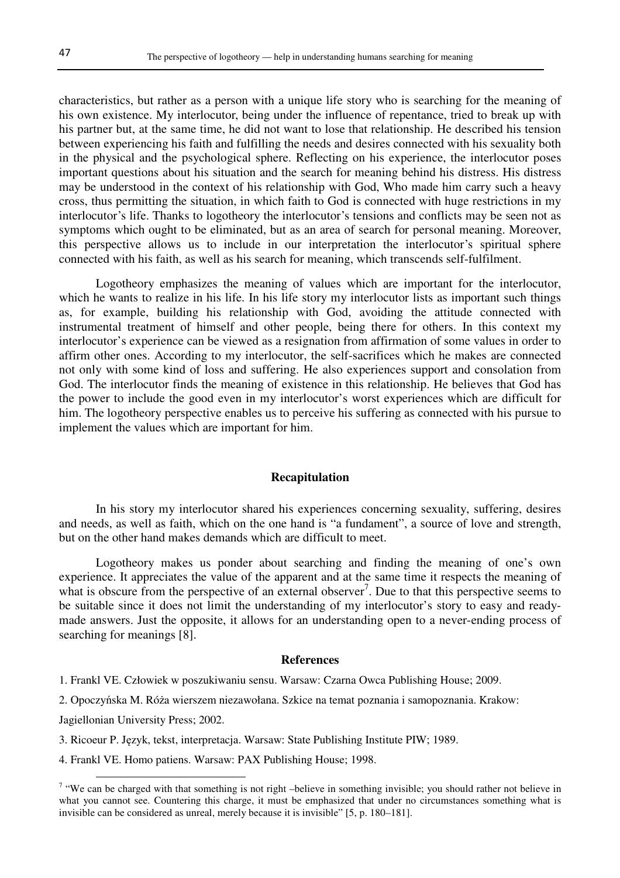characteristics, but rather as a person with a unique life story who is searching for the meaning of his own existence. My interlocutor, being under the influence of repentance, tried to break up with his partner but, at the same time, he did not want to lose that relationship. He described his tension between experiencing his faith and fulfilling the needs and desires connected with his sexuality both in the physical and the psychological sphere. Reflecting on his experience, the interlocutor poses important questions about his situation and the search for meaning behind his distress. His distress may be understood in the context of his relationship with God, Who made him carry such a heavy cross, thus permitting the situation, in which faith to God is connected with huge restrictions in my interlocutor's life. Thanks to logotheory the interlocutor's tensions and conflicts may be seen not as symptoms which ought to be eliminated, but as an area of search for personal meaning. Moreover, this perspective allows us to include in our interpretation the interlocutor's spiritual sphere connected with his faith, as well as his search for meaning, which transcends self-fulfilment.

Logotheory emphasizes the meaning of values which are important for the interlocutor, which he wants to realize in his life. In his life story my interlocutor lists as important such things as, for example, building his relationship with God, avoiding the attitude connected with instrumental treatment of himself and other people, being there for others. In this context my interlocutor's experience can be viewed as a resignation from affirmation of some values in order to affirm other ones. According to my interlocutor, the self-sacrifices which he makes are connected not only with some kind of loss and suffering. He also experiences support and consolation from God. The interlocutor finds the meaning of existence in this relationship. He believes that God has the power to include the good even in my interlocutor's worst experiences which are difficult for him. The logotheory perspective enables us to perceive his suffering as connected with his pursue to implement the values which are important for him.

## Recapitulation

In his story my interlocutor shared his experiences concerning sexuality, suffering, desires and needs, as well as faith, which on the one hand is "a fundament", a source of love and strength, but on the other hand makes demands which are difficult to meet.

Logotheory makes us ponder about searching and finding the meaning of one's own experience. It appreciates the value of the apparent and at the same time it respects the meaning of what is obscure from the perspective of an external observer[7]. Due to that this perspective seems to be suitable since it does not limit the understanding of my interlocutor's story to easy and ready-made answers. Just the opposite, it allows for an understanding open to a never-ending process of searching for meanings [8].

## References

1. Frankl VE. Człowiek w poszukiwaniu sensu. Warsaw: Czarna Owca Publishing House; 2009.

2. Opoczyńska M. Róża wierszem niezawołana. Szkice na temat poznania i samopoznania. Krakow: Jagiellonian University Press; 2002.

3. Ricoeur P. Język, tekst, interpretacja. Warsaw: State Publishing Institute PIW; 1989.

4. Frankl VE. Homo patiens. Warsaw: PAX Publishing House; 1998.

[7] "We can be charged with that something is not right –believe in something invisible; you should rather not believe in what you cannot see. Countering this charge, it must be emphasized that under no circumstances something what is invisible can be considered as unreal, merely because it is invisible" [5, p. 180–181].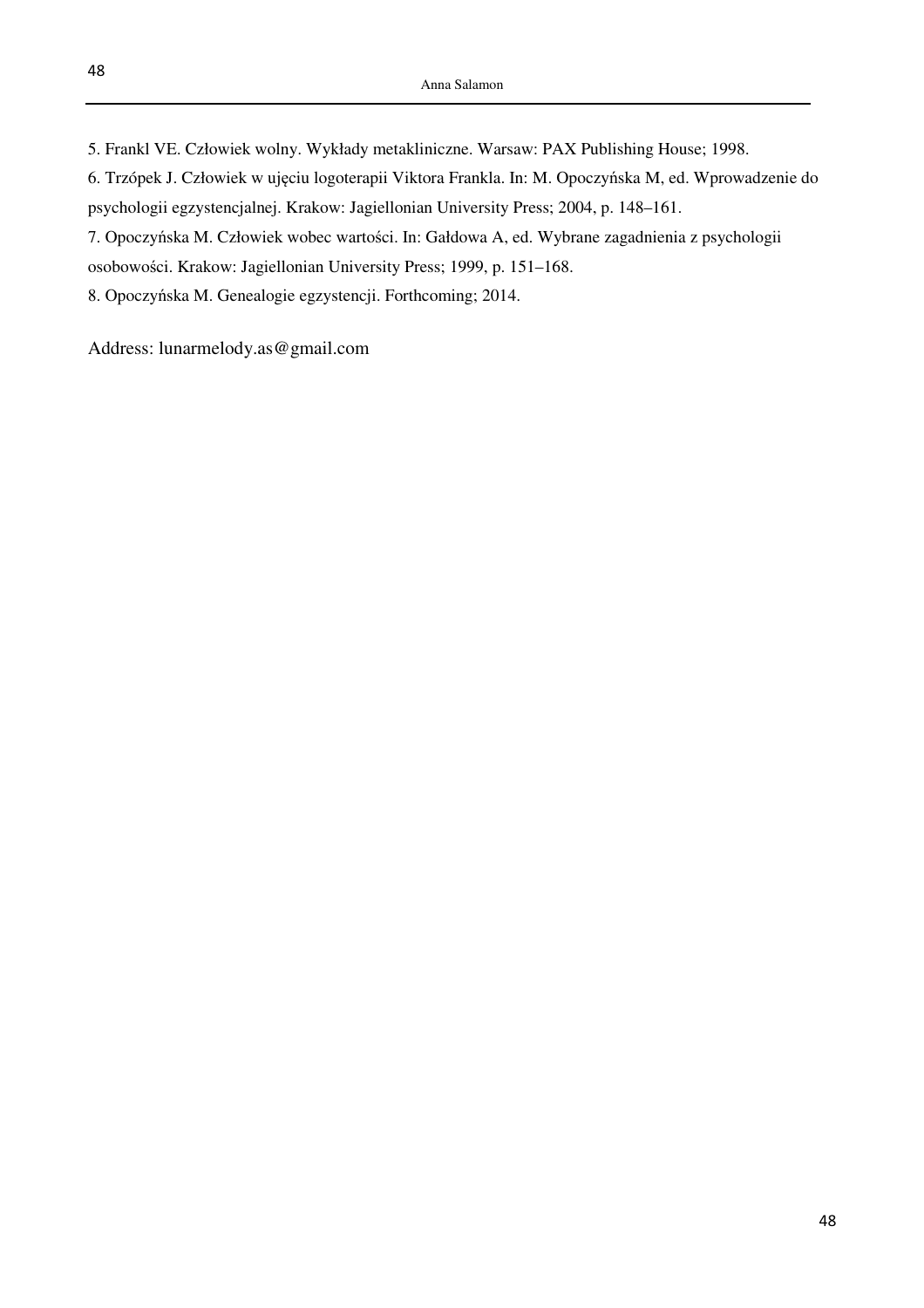5. Frankl VE. Człowiek wolny. Wykłady metakliniczne. Warsaw: PAX Publishing House; 1998.

6. Trzópek J. Człowiek w ujęciu logoterapii Viktora Frankla. In: M. Opoczyńska M, ed. Wprowadzenie do psychologii egzystencjalnej. Krakow: Jagiellonian University Press; 2004, p. 148–161.

7. Opoczyńska M. Człowiek wobec wartości. In: Gałdowa A, ed. Wybrane zagadnienia z psychologii osobowości. Krakow: Jagiellonian University Press; 1999, p. 151–168.

8. Opoczyńska M. Genealogie egzystencji. Forthcoming; 2014.

Address: lunarmelody.as@gmail.com